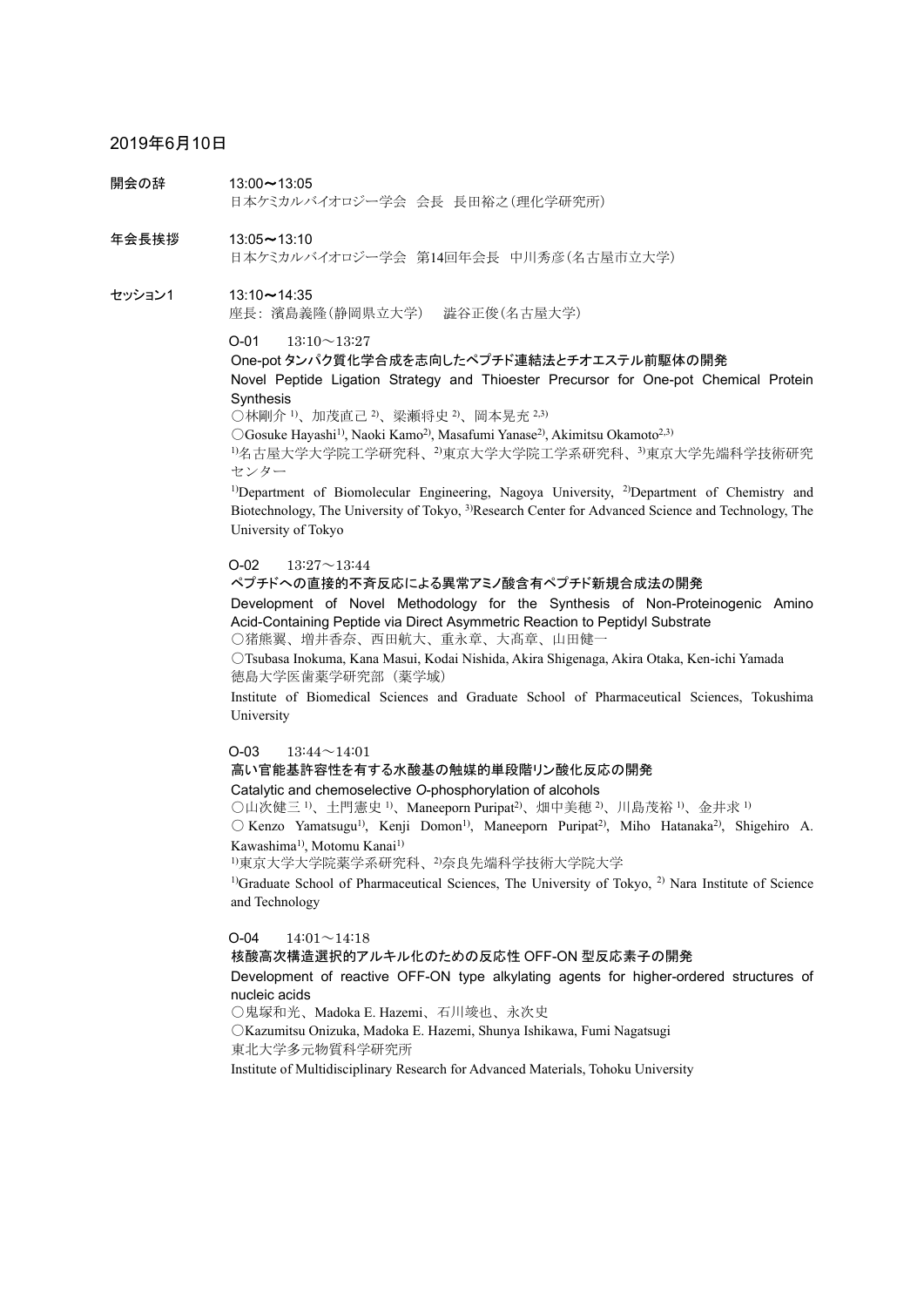## 2019年6月10日

**開会の辞**　13:00〜13:05
日本ケミカルバイオロジー学会　会長　長田裕之（理化学研究所）

**年会長挨拶**　13:05〜13:10
日本ケミカルバイオロジー学会　第14回年会長　中川秀彦（名古屋市立大学）

**セッション1**　13:10〜14:35
座長：濱島義隆（静岡県立大学）　澁谷正俊（名古屋大学）

### O-01　13:10〜13:27

**One-pot タンパク質化学合成を志向したペプチド連結法とチオエステル前駆体の開発**

Novel Peptide Ligation Strategy and Thioester Precursor for One-pot Chemical Protein Synthesis

○林剛介[1]、加茂直己[2]、梁瀬将史[2]、岡本晃充[2,3]

○Gosuke Hayashi[1], Naoki Kamo[2], Masafumi Yanase[2], Akimitsu Okamoto[2,3]

[1]名古屋大学大学院工学研究科、[2]東京大学大学院工学系研究科、[3]東京大学先端科学技術研究センター

[1]Department of Biomolecular Engineering, Nagoya University, [2]Department of Chemistry and Biotechnology, The University of Tokyo, [3]Research Center for Advanced Science and Technology, The University of Tokyo

### O-02　13:27〜13:44

**ペプチドへの直接的不斉反応による異常アミノ酸含有ペプチド新規合成法の開発**

Development of Novel Methodology for the Synthesis of Non-Proteinogenic Amino Acid-Containing Peptide via Direct Asymmetric Reaction to Peptidyl Substrate

○猪熊翼、増井香奈、西田航大、重永章、大髙章、山田健一

○Tsubasa Inokuma, Kana Masui, Kodai Nishida, Akira Shigenaga, Akira Otaka, Ken-ichi Yamada

徳島大学医歯薬学研究部（薬学域）

Institute of Biomedical Sciences and Graduate School of Pharmaceutical Sciences, Tokushima University

### O-03　13:44〜14:01

**高い官能基許容性を有する水酸基の触媒的単段階リン酸化反応の開発**

Catalytic and chemoselective *O*-phosphorylation of alcohols

○山次健三[1]、土門憲史[1]、Maneeporn Puripat[2]、畑中美穂[2]、川島茂裕[1]、金井求[1]

○Kenzo Yamatsugu[1], Kenji Domon[1], Maneeporn Puripat[2], Miho Hatanaka[2], Shigehiro A. Kawashima[1], Motomu Kanai[1]

[1]東京大学大学院薬学系研究科、[2]奈良先端科学技術大学院大学

[1]Graduate School of Pharmaceutical Sciences, The University of Tokyo, [2] Nara Institute of Science and Technology

### O-04　14:01〜14:18

**核酸高次構造選択的アルキル化のための反応性 OFF-ON 型反応素子の開発**

Development of reactive OFF-ON type alkylating agents for higher-ordered structures of nucleic acids

○鬼塚和光、Madoka E. Hazemi、石川竣也、永次史

○Kazumitsu Onizuka, Madoka E. Hazemi, Shunya Ishikawa, Fumi Nagatsugi

東北大学多元物質科学研究所

Institute of Multidisciplinary Research for Advanced Materials, Tohoku University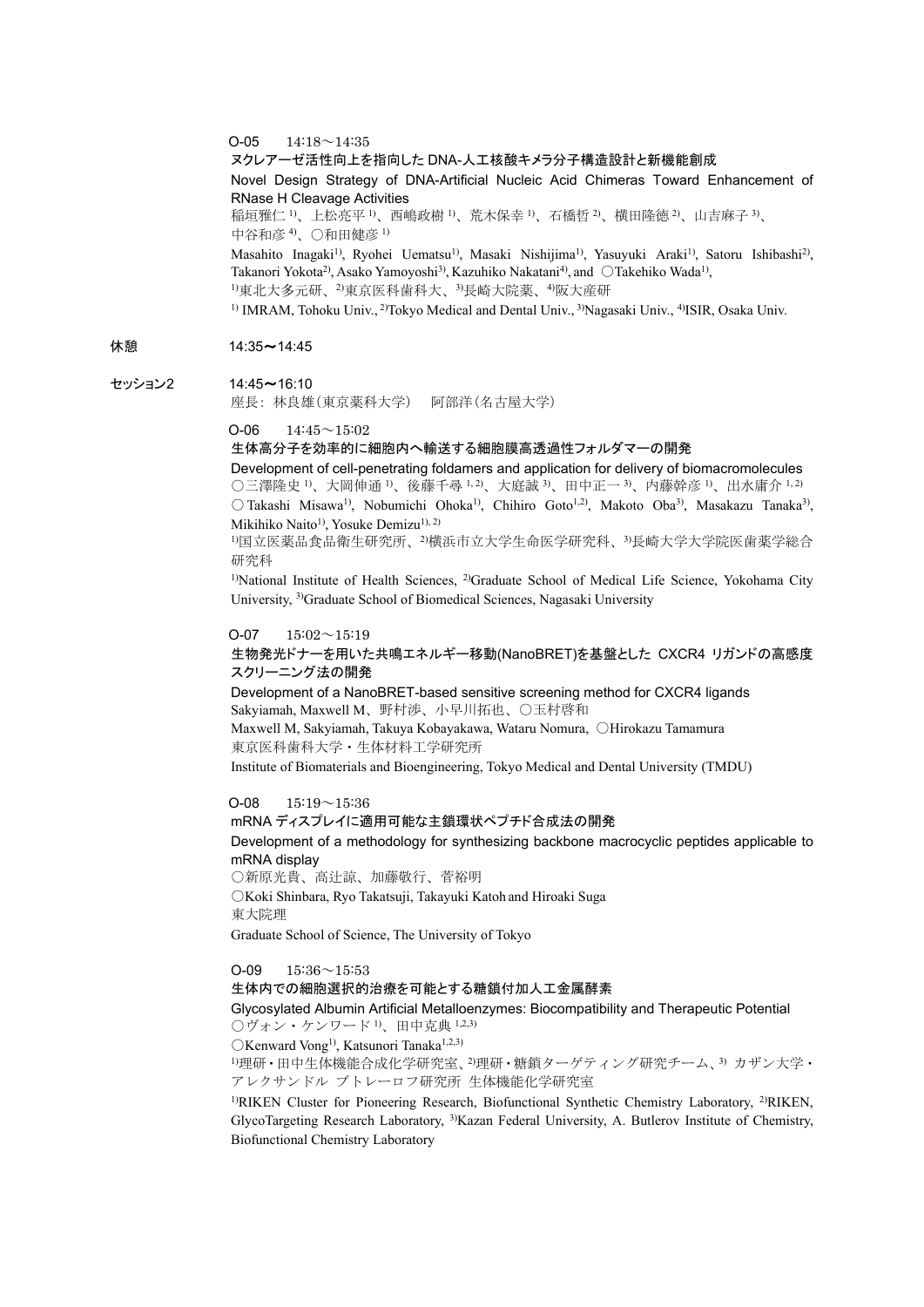O-05　14:18～14:35

**ヌクレアーゼ活性向上を指向した DNA-人工核酸キメラ分子構造設計と新機能創成**

Novel Design Strategy of DNA-Artificial Nucleic Acid Chimeras Toward Enhancement of RNase H Cleavage Activities

稲垣雅仁[1]、上松亮平[1]、西嶋政樹[1]、荒木保幸[1]、石橋哲[2]、横田隆徳[2]、山吉麻子[3]、中谷和彦[4]、○和田健彦[1]

Masahito Inagaki[1], Ryohei Uematsu[1], Masaki Nishijima[1], Yasuyuki Araki[1], Satoru Ishibashi[2], Takanori Yokota[2], Asako Yamoyoshi[3], Kazuhiko Nakatani[4], and ○Takehiko Wada[1],

[1]東北大多元研、[2]東京医科歯科大、[3]長崎大院薬、[4]阪大産研

[1] IMRAM, Tohoku Univ., [2]Tokyo Medical and Dental Univ., [3]Nagasaki Univ., [4]ISIR, Osaka Univ.

**休憩**　14:35～14:45

**セッション2**　14:45～16:10

座長：林良雄（東京薬科大学）　阿部洋（名古屋大学）

O-06　14:45～15:02

**生体高分子を効率的に細胞内へ輸送する細胞膜高透過性フォルダマーの開発**

Development of cell-penetrating foldamers and application for delivery of biomacromolecules

○三澤隆史[1]、大岡伸通[1]、後藤千尋[1,2]、大庭誠[3]、田中正一[3]、内藤幹彦[1]、出水庸介[1,2]

○Takashi Misawa[1], Nobumichi Ohoka[1], Chihiro Goto[1,2], Makoto Oba[3], Masakazu Tanaka[3], Mikihiko Naito[1], Yosuke Demizu[1,2]

[1]国立医薬品食品衛生研究所、[2]横浜市立大学生命医学研究科、[3]長崎大学大学院医歯薬学総合研究科

[1]National Institute of Health Sciences, [2]Graduate School of Medical Life Science, Yokohama City University, [3]Graduate School of Biomedical Sciences, Nagasaki University

O-07　15:02～15:19

**生物発光ドナーを用いた共鳴エネルギー移動(NanoBRET)を基盤とした CXCR4 リガンドの高感度スクリーニング法の開発**

Development of a NanoBRET-based sensitive screening method for CXCR4 ligands

Sakyiamah, Maxwell M、野村渉、小早川拓也、○玉村啓和

Maxwell M, Sakyiamah, Takuya Kobayakawa, Wataru Nomura, ○Hirokazu Tamamura

東京医科歯科大学・生体材料工学研究所

Institute of Biomaterials and Bioengineering, Tokyo Medical and Dental University (TMDU)

O-08　15:19～15:36

**mRNA ディスプレイに適用可能な主鎖環状ペプチド合成法の開発**

Development of a methodology for synthesizing backbone macrocyclic peptides applicable to mRNA display

○新原光貴、高辻諒、加藤敬行、菅裕明

○Koki Shinbara, Ryo Takatsuji, Takayuki Katoh and Hiroaki Suga

東大院理

Graduate School of Science, The University of Tokyo

O-09　15:36～15:53

**生体内での細胞選択的治療を可能とする糖鎖付加人工金属酵素**

Glycosylated Albumin Artificial Metalloenzymes: Biocompatibility and Therapeutic Potential

○ヴォン・ケンワード[1]、田中克典[1,2,3]

○Kenward Vong[1], Katsunori Tanaka[1,2,3]

[1]理研・田中生体機能合成化学研究室、[2]理研・糖鎖ターゲティング研究チーム、[3] カザン大学・アレクサンドル ブトレーロフ研究所 生体機能化学研究室

[1]RIKEN Cluster for Pioneering Research, Biofunctional Synthetic Chemistry Laboratory, [2]RIKEN, GlycoTargeting Research Laboratory, [3]Kazan Federal University, A. Butlerov Institute of Chemistry, Biofunctional Chemistry Laboratory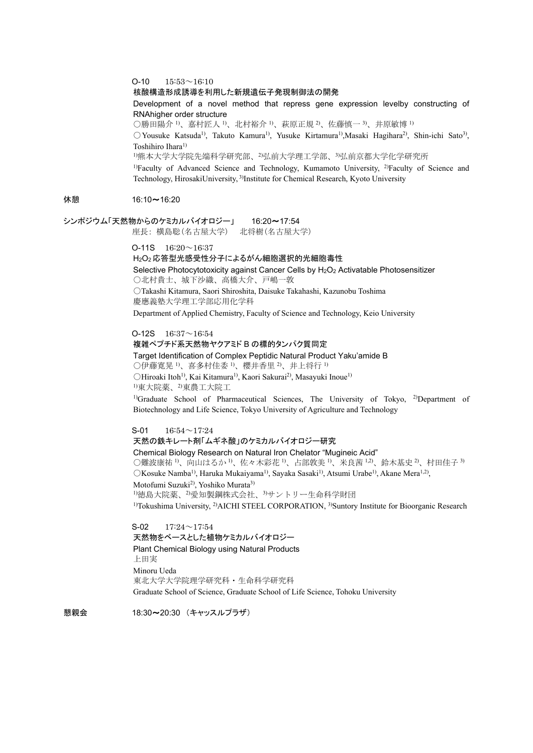O-10　15:53～16:10

**核酸構造形成誘導を利用した新規遺伝子発現制御法の開発**

Development of a novel method that repress gene expression levelby constructing of RNAhigher order structure

○勝田陽介[1)]、嘉村匠人[1)]、北村裕介[1)]、萩原正規[2)]、佐藤慎一[3)]、井原敏博[1)]

○Yousuke Katsuda[1)], Takuto Kamura[1)], Yusuke Kirtamura[1)],Masaki Hagihara[2)], Shin-ichi Sato[3)], Toshihiro Ihara[1)]

[1)]熊本大学大学院先端科学研究部、[2)]弘前大学理工学部、[3)]弘前京都大学化学研究所

[1)]Faculty of Advanced Science and Technology, Kumamoto University, [2)]Faculty of Science and Technology, HirosakiUniversity, [3)]Institute for Chemical Research, Kyoto University

休憩　16:10～16:20

## シンポジウム「天然物からのケミカルバイオロジー」　16:20～17:54

座長：横島聡（名古屋大学）　北将樹（名古屋大学）

O-11S　16:20～16:37

**$H_2O_2$ 応答型光感受性分子によるがん細胞選択的光細胞毒性**

Selective Photocytotoxicity against Cancer Cells by $H_2O_2$ Activatable Photosensitizer

○北村貴士、城下沙織、高橋大介、戸嶋一敦

○Takashi Kitamura, Saori Shiroshita, Daisuke Takahashi, Kazunobu Toshima

慶應義塾大学理工学部応用化学科

Department of Applied Chemistry, Faculty of Science and Technology, Keio University

O-12S　16:37～16:54

**複雑ペプチド系天然物ヤクアミド B の標的タンパク質同定**

Target Identification of Complex Peptidic Natural Product Yaku'amide B

○伊藤寛晃[1)]、喜多村佳委[1)]、櫻井香里[2)]、井上将行[1)]

○Hiroaki Itoh[1)], Kai Kitamura[1)], Kaori Sakurai[2)], Masayuki Inoue[1)]

[1)]東大院薬、[2)]東農工大院工

[1)]Graduate School of Pharmaceutical Sciences, The University of Tokyo, [2)]Department of Biotechnology and Life Science, Tokyo University of Agriculture and Technology

S-01　16:54～17:24

**天然の鉄キレート剤「ムギネ酸」のケミカルバイオロジー研究**

Chemical Biology Research on Natural Iron Chelator "Mugineic Acid"

○難波康祐[1)]、向山はるか[1)]、佐々木彩花[1)]、占部敦美[1)]、米良茜[1,2)]、鈴木基史[2)]、村田佳子[3)]

○Kosuke Namba[1)], Haruka Mukaiyama[1)], Sayaka Sasaki[1)], Atsumi Urabe[1)], Akane Mera[1,2)], Motofumi Suzuki[2)], Yoshiko Murata[3)]

[1)]徳島大院薬、[2)]愛知製鋼株式会社、[3)]サントリー生命科学財団

[1)]Tokushima University, [2)]AICHI STEEL CORPORATION, [3)]Suntory Institute for Bioorganic Research

S-02　17:24～17:54

**天然物をベースとした植物ケミカルバイオロジー**

Plant Chemical Biology using Natural Products

上田実

Minoru Ueda

東北大学大学院理学研究科・生命科学研究科

Graduate School of Science, Graduate School of Life Science, Tohoku University

懇親会　18:30～20:30（キャッスルプラザ）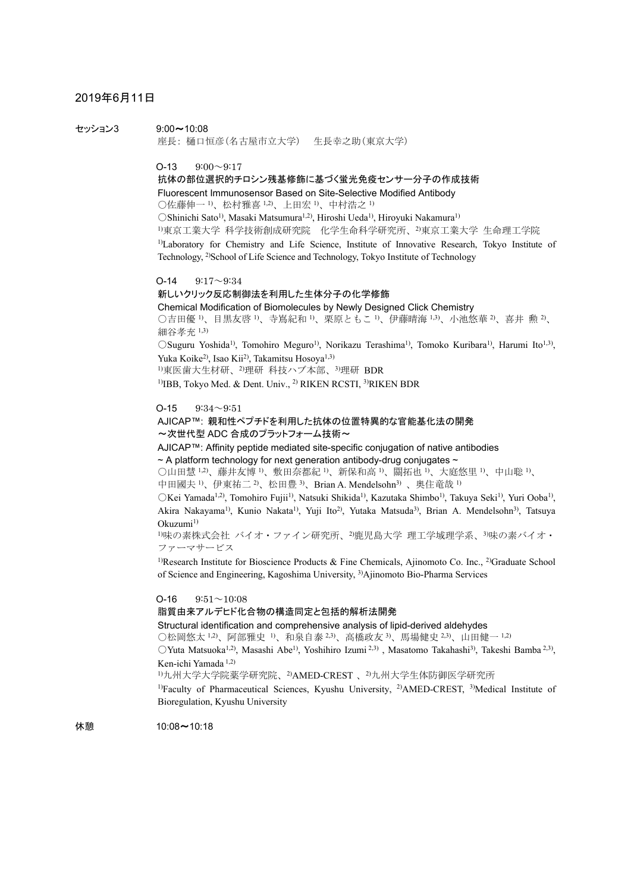## 2019年6月11日

**セッション3**　9:00〜10:08

座長：樋口恒彦（名古屋市立大学）　生長幸之助（東京大学）

### O-13　9:00〜9:17

**抗体の部位選択的チロシン残基修飾に基づく蛍光免疫センサー分子の作成技術**

Fluorescent Immunosensor Based on Site-Selective Modified Antibody

○佐藤伸一[1]、松村雅喜[1,2]、上田宏[1]、中村浩之[1]

○Shinichi Sato[1], Masaki Matsumura[1,2], Hiroshi Ueda[1], Hiroyuki Nakamura[1]

[1]東京工業大学 科学技術創成研究院　化学生命科学研究所、[2]東京工業大学 生命理工学院

[1]Laboratory for Chemistry and Life Science, Institute of Innovative Research, Tokyo Institute of Technology, [2]School of Life Science and Technology, Tokyo Institute of Technology

### O-14　9:17〜9:34

**新しいクリック反応制御法を利用した生体分子の化学修飾**

Chemical Modification of Biomolecules by Newly Designed Click Chemistry

○吉田優[1]、目黒友啓[1]、寺嶌紀和[1]、栗原ともこ[1]、伊藤晴海[1,3]、小池悠華[2]、喜井 勲[2]、細谷孝充[1,3]

○Suguru Yoshida[1], Tomohiro Meguro[1], Norikazu Terashima[1], Tomoko Kuribara[1], Harumi Ito[1,3], Yuka Koike[2], Isao Kii[2], Takamitsu Hosoya[1,3]

[1]東医歯大生材研、[2]理研 科技ハブ本部、[3]理研 BDR

[1]IBB, Tokyo Med. & Dent. Univ., [2] RIKEN RCSTI, [3]RIKEN BDR

### O-15　9:34〜9:51

**AJICAP™：親和性ペプチドを利用した抗体の位置特異的な官能基化法の開発**
**〜次世代型 ADC 合成のプラットフォーム技術〜**

AJICAP™: Affinity peptide mediated site-specific conjugation of native antibodies
~ A platform technology for next generation antibody-drug conjugates ~

○山田慧[1,2]、藤井友博[1]、敷田奈都紀[1]、新保和高[1]、關拓也[1]、大庭悠里[1]、中山聡[1]、中田國夫[1]、伊東祐二[2]、松田豊[3]、Brian A. Mendelsohn[3]、奥住竜哉[1]

○Kei Yamada[1,2], Tomohiro Fujii[1], Natsuki Shikida[1], Kazutaka Shimbo[1], Takuya Seki[1], Yuri Ooba[1], Akira Nakayama[1], Kunio Nakata[1], Yuji Ito[2], Yutaka Matsuda[3], Brian A. Mendelsohn[3], Tatsuya Okuzumi[1]

[1]味の素株式会社 バイオ・ファイン研究所、[2]鹿児島大学 理工学域理学系、[3]味の素バイオ・ファーマサービス

[1]Research Institute for Bioscience Products & Fine Chemicals, Ajinomoto Co. Inc., [2]Graduate School of Science and Engineering, Kagoshima University, [3]Ajinomoto Bio-Pharma Services

### O-16　9:51〜10:08

**脂質由来アルデヒド化合物の構造同定と包括的解析法開発**

Structural identification and comprehensive analysis of lipid-derived aldehydes

○松岡悠太[1,2]、阿部雅史[1]、和泉自泰[2,3]、髙橋政友[3]、馬場健史[2,3]、山田健一[1,2]

○Yuta Matsuoka[1,2], Masashi Abe[1], Yoshihiro Izumi[2,3], Masatomo Takahashi[3], Takeshi Bamba[2,3], Ken-ichi Yamada[1,2]

[1]九州大学大学院薬学研究院、[2]AMED-CREST 、[2]九州大学生体防御医学研究所

[1]Faculty of Pharmaceutical Sciences, Kyushu University, [2]AMED-CREST, [3]Medical Institute of Bioregulation, Kyushu University

**休憩**　10:08〜10:18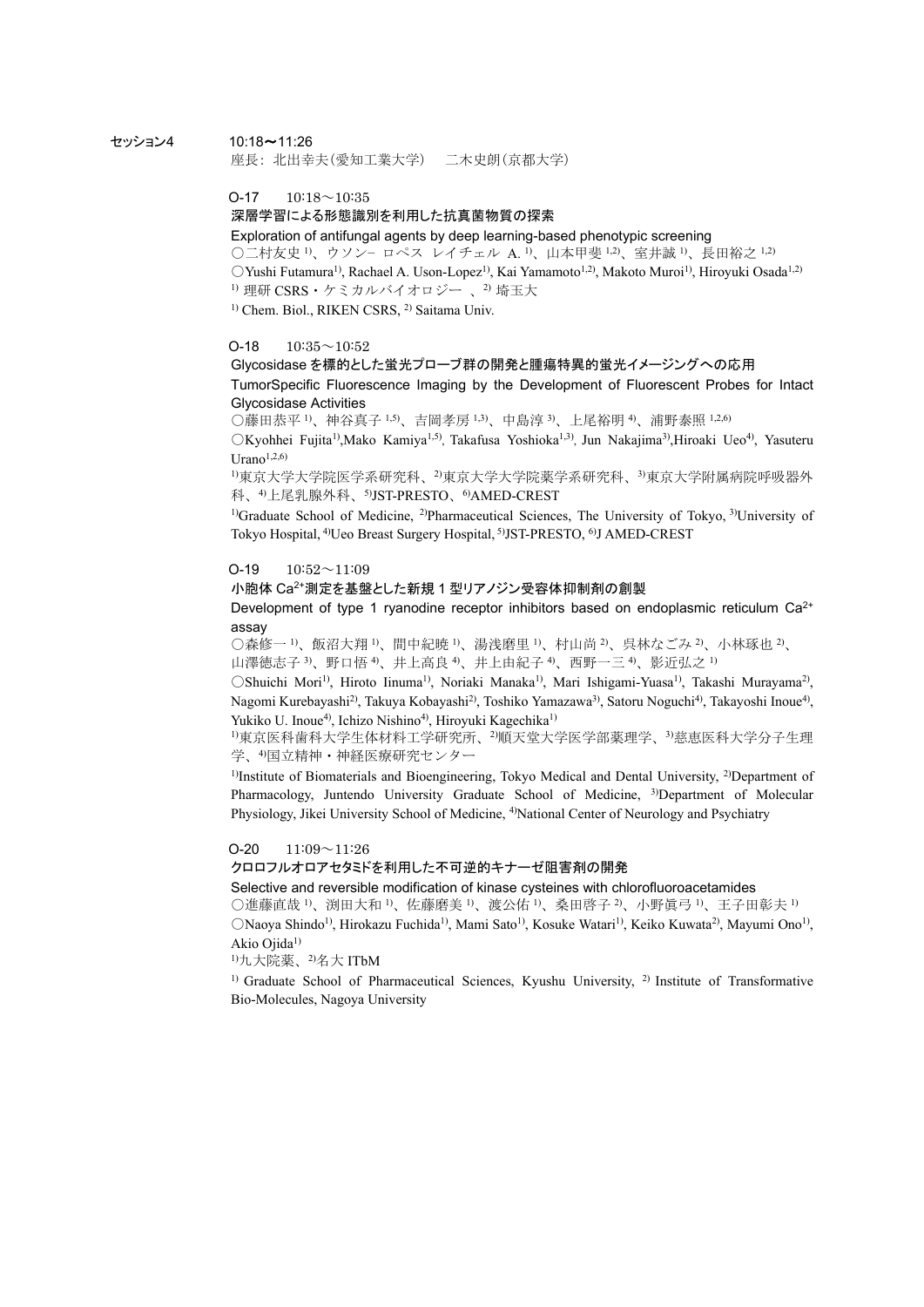## セッション4　10:18〜11:26

座長：北出幸夫（愛知工業大学）　二木史朗（京都大学）

### O-17　10:18〜10:35

**深層学習による形態識別を利用した抗真菌物質の探索**

Exploration of antifungal agents by deep learning-based phenotypic screening

○二村友史[1]、ウソン– ロペス レイチェル A.[1]、山本甲斐[1,2]、室井誠[1]、長田裕之[1,2]

○Yushi Futamura[1], Rachael A. Uson-Lopez[1], Kai Yamamoto[1,2], Makoto Muroi[1], Hiroyuki Osada[1,2]

[1] 理研 CSRS・ケミカルバイオロジー 、[2] 埼玉大

[1] Chem. Biol., RIKEN CSRS, [2] Saitama Univ.

### O-18　10:35〜10:52

**Glycosidase を標的とした蛍光プローブ群の開発と腫瘍特異的蛍光イメージングへの応用**

TumorSpecific Fluorescence Imaging by the Development of Fluorescent Probes for Intact Glycosidase Activities

○藤田恭平[1]、神谷真子[1,5]、吉岡孝房[1,3]、中島淳[3]、上尾裕明[4]、浦野泰照[1,2,6]

○Kyohhei Fujita[1],Mako Kamiya[1,5], Takafusa Yoshioka[1,3], Jun Nakajima[3],Hiroaki Ueo[4], Yasuteru Urano[1,2,6]

[1]東京大学大学院医学系研究科、[2]東京大学大学院薬学系研究科、[3]東京大学附属病院呼吸器外科、[4]上尾乳腺外科、[5]JST-PRESTO、[6]AMED-CREST

[1]Graduate School of Medicine, [2]Pharmaceutical Sciences, The University of Tokyo, [3]University of Tokyo Hospital, [4]Ueo Breast Surgery Hospital, [5]JST-PRESTO, [6]J AMED-CREST

### O-19　10:52〜11:09

**小胞体 $Ca^{2+}$測定を基盤とした新規 1 型リアノジン受容体抑制剤の創製**

Development of type 1 ryanodine receptor inhibitors based on endoplasmic reticulum $Ca^{2+}$ assay

○森修一[1]、飯沼大翔[1]、間中紀暁[1]、湯浅磨里[1]、村山尚[2]、呉林なごみ[2]、小林琢也[2]、山澤徳志子[3]、野口悟[4]、井上高良[4]、井上由紀子[4]、西野一三[4]、影近弘之[1]

○Shuichi Mori[1], Hiroto Iinuma[1], Noriaki Manaka[1], Mari Ishigami-Yuasa[1], Takashi Murayama[2], Nagomi Kurebayashi[2], Takuya Kobayashi[2], Toshiko Yamazawa[3], Satoru Noguchi[4], Takayoshi Inoue[4], Yukiko U. Inoue[4], Ichizo Nishino[4], Hiroyuki Kagechika[1]

[1]東京医科歯科大学生体材料工学研究所、[2]順天堂大学医学部薬理学、[3]慈恵医科大学分子生理学、[4]国立精神・神経医療研究センター

[1]Institute of Biomaterials and Bioengineering, Tokyo Medical and Dental University, [2]Department of Pharmacology, Juntendo University Graduate School of Medicine, [3]Department of Molecular Physiology, Jikei University School of Medicine, [4]National Center of Neurology and Psychiatry

### O-20　11:09〜11:26

**クロロフルオロアセタミドを利用した不可逆的キナーゼ阻害剤の開発**

Selective and reversible modification of kinase cysteines with chlorofluoroacetamides

○進藤直哉[1]、渕田大和[1]、佐藤磨美[1]、渡公佑[1]、桑田啓子[2]、小野眞弓[1]、王子田彰夫[1]

○Naoya Shindo[1], Hirokazu Fuchida[1], Mami Sato[1], Kosuke Watari[1], Keiko Kuwata[2], Mayumi Ono[1], Akio Ojida[1]

[1]九大院薬、[2]名大 ITbM

[1] Graduate School of Pharmaceutical Sciences, Kyushu University, [2] Institute of Transformative Bio-Molecules, Nagoya University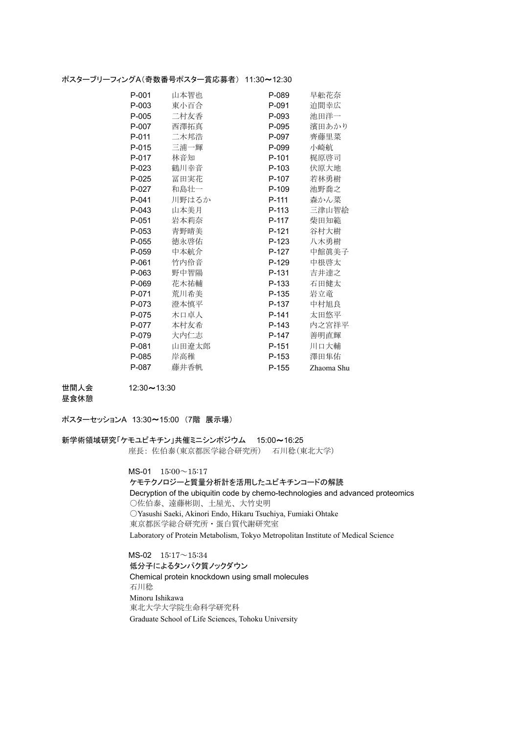ポスターブリーフィングA（奇数番号ポスター賞応募者） 11:30〜12:30

| | | | |
|---|---|---|---|
| P-001 | 山本智也 | P-089 | 早舩花奈 |
| P-003 | 東小百合 | P-091 | 迫間幸広 |
| P-005 | 二村友香 | P-093 | 池田洋一 |
| P-007 | 西澤拓真 | P-095 | 濱田あかり |
| P-011 | 二木邦浩 | P-097 | 齊藤里菜 |
| P-015 | 三浦一輝 | P-099 | 小崎航 |
| P-017 | 林音知 | P-101 | 梶原啓司 |
| P-023 | 鶴川幸音 | P-103 | 伏原大地 |
| P-025 | 冨田実花 | P-107 | 若林勇樹 |
| P-027 | 和島壮一 | P-109 | 池野喬之 |
| P-041 | 川野はるか | P-111 | 森かん菜 |
| P-043 | 山本美月 | P-113 | 三津山智絵 |
| P-051 | 岩本莉奈 | P-117 | 柴田知範 |
| P-053 | 青野晴美 | P-121 | 谷村大樹 |
| P-055 | 徳永啓佑 | P-123 | 八木勇樹 |
| P-059 | 中本航介 | P-127 | 中舘眞美子 |
| P-061 | 竹内伶音 | P-129 | 中根啓太 |
| P-063 | 野中智陽 | P-131 | 吉井達之 |
| P-069 | 花木祐輔 | P-133 | 石田健太 |
| P-071 | 荒川希美 | P-135 | 岩立竜 |
| P-073 | 澄本慎平 | P-137 | 中村旭良 |
| P-075 | 木口卓人 | P-141 | 太田悠平 |
| P-077 | 本村友希 | P-143 | 内之宮祥平 |
| P-079 | 大内仁志 | P-147 | 善明直輝 |
| P-081 | 山田遼太郎 | P-151 | 川口大輔 |
| P-085 | 岸高稚 | P-153 | 澤田隼佑 |
| P-087 | 藤井香帆 | P-155 | Zhaoma Shu |

世間人会　12:30〜13:30

昼食休憩

ポスターセッションA　13:30〜15:00 （7階　展示場）

新学術領域研究「ケモユビキチン」共催ミニシンポジウム　15:00〜16:25

座長: 佐伯泰（東京都医学総合研究所）　石川稔（東北大学）

MS-01　15:00〜15:17

**ケモテクノロジーと質量分析計を活用したユビキチンコードの解読**

Decryption of the ubiquitin code by chemo-technologies and advanced proteomics

○佐伯泰、遠藤彬則、土屋光、大竹史明

○Yasushi Saeki, Akinori Endo, Hikaru Tsuchiya, Fumiaki Ohtake

東京都医学総合研究所・蛋白質代謝研究室

Laboratory of Protein Metabolism, Tokyo Metropolitan Institute of Medical Science

MS-02　15:17〜15:34

**低分子によるタンパク質ノックダウン**

Chemical protein knockdown using small molecules

石川稔

Minoru Ishikawa

東北大学大学院生命科学研究科

Graduate School of Life Sciences, Tohoku University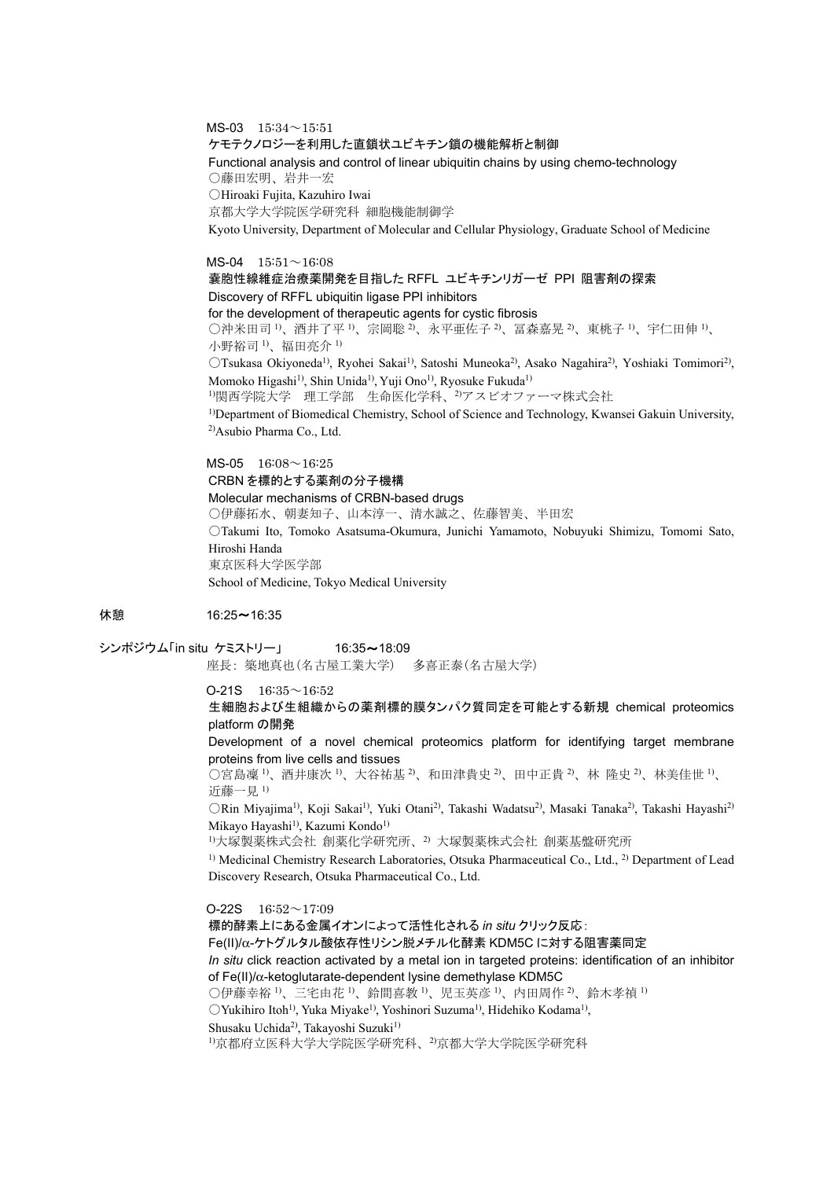MS-03　15:34～15:51

**ケモテクノロジーを利用した直鎖状ユビキチン鎖の機能解析と制御**

Functional analysis and control of linear ubiquitin chains by using chemo-technology

○藤田宏明、岩井一宏

○Hiroaki Fujita, Kazuhiro Iwai

京都大学大学院医学研究科 細胞機能制御学

Kyoto University, Department of Molecular and Cellular Physiology, Graduate School of Medicine

MS-04　15:51～16:08

**嚢胞性線維症治療薬開発を目指した RFFL ユビキチンリガーゼ PPI 阻害剤の探索**

Discovery of RFFL ubiquitin ligase PPI inhibitors for the development of therapeutic agents for cystic fibrosis

○沖米田司[1]、酒井了平[1]、宗岡聡[2]、永平亜佐子[2]、冨森嘉晃[2]、東桃子[1]、宇仁田伸[1]、小野裕司[1]、福田亮介[1]

○Tsukasa Okiyoneda[1], Ryohei Sakai[1], Satoshi Muneoka[2], Asako Nagahira[2], Yoshiaki Tomimori[2], Momoko Higashi[1], Shin Unida[1], Yuji Ono[1], Ryosuke Fukuda[1]

[1]関西学院大学　理工学部　生命医化学科、[2]アスビオファーマ株式会社

[1]Department of Biomedical Chemistry, School of Science and Technology, Kwansei Gakuin University, [2]Asubio Pharma Co., Ltd.

MS-05　16:08～16:25

**CRBN を標的とする薬剤の分子機構**

Molecular mechanisms of CRBN-based drugs

○伊藤拓水、朝妻知子、山本淳一、清水誠之、佐藤智美、半田宏

○Takumi Ito, Tomoko Asatsuma-Okumura, Junichi Yamamoto, Nobuyuki Shimizu, Tomomi Sato, Hiroshi Handa

東京医科大学医学部

School of Medicine, Tokyo Medical University

休憩　16:25～16:35

## シンポジウム「in situ ケミストリー」　16:35～18:09

座長：築地真也（名古屋工業大学）　多喜正泰（名古屋大学）

O-21S　16:35～16:52

**生細胞および生組織からの薬剤標的膜タンパク質同定を可能とする新規 chemical proteomics platform の開発**

Development of a novel chemical proteomics platform for identifying target membrane proteins from live cells and tissues

○宮島凜[1]、酒井康次[1]、大谷祐基[2]、和田津貴史[2]、田中正貴[2]、林 隆史[2]、林美佳世[1]、近藤一見[1]

○Rin Miyajima[1], Koji Sakai[1], Yuki Otani[2], Takashi Wadatsu[2], Masaki Tanaka[2], Takashi Hayashi[2] Mikayo Hayashi[1], Kazumi Kondo[1]

[1]大塚製薬株式会社 創薬化学研究所、[2] 大塚製薬株式会社 創薬基盤研究所

[1] Medicinal Chemistry Research Laboratories, Otsuka Pharmaceutical Co., Ltd., [2] Department of Lead Discovery Research, Otsuka Pharmaceutical Co., Ltd.

O-22S　16:52～17:09

**標的酵素上にある金属イオンによって活性化される *in situ* クリック反応：Fe(II)/α-ケトグルタル酸依存性リシン脱メチル化酵素 KDM5C に対する阻害薬同定**

*In situ* click reaction activated by a metal ion in targeted proteins: identification of an inhibitor of Fe(II)/α-ketoglutarate-dependent lysine demethylase KDM5C

○伊藤幸裕[1]、三宅由花[1]、鈴間喜教[1]、児玉英彦[1]、内田周作[2]、鈴木孝禎[1]

○Yukihiro Itoh[1], Yuka Miyake[1], Yoshinori Suzuma[1], Hidehiko Kodama[1], Shusaku Uchida[2], Takayoshi Suzuki[1]

[1]京都府立医科大学大学院医学研究科、[2]京都大学大学院医学研究科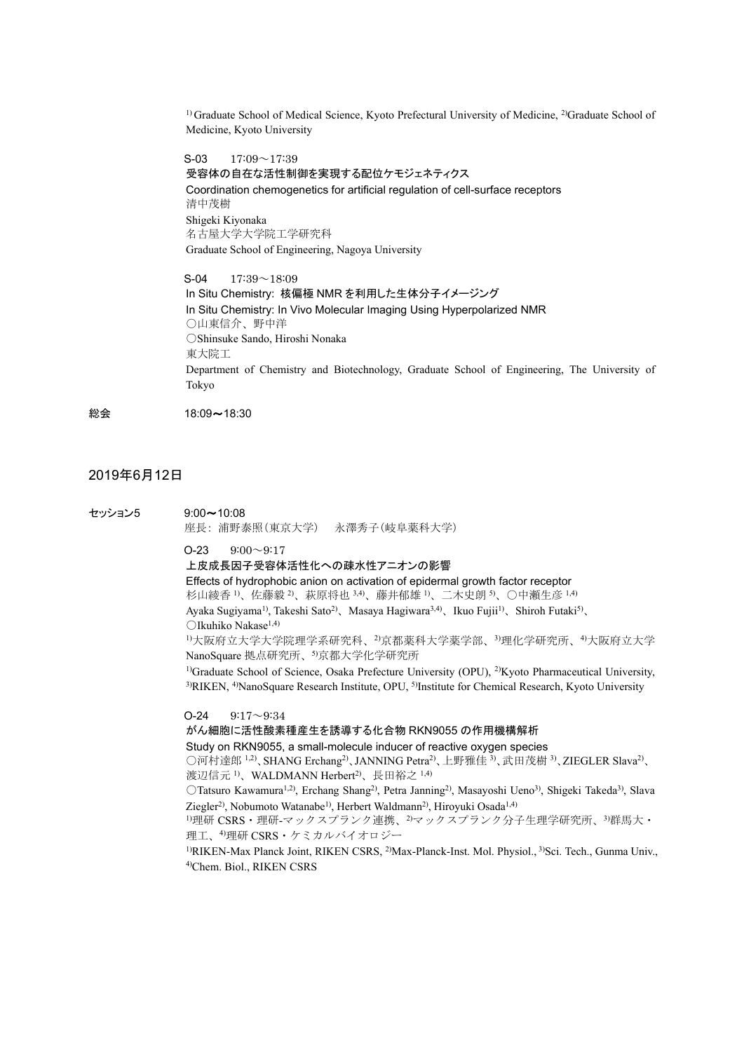[1] Graduate School of Medical Science, Kyoto Prefectural University of Medicine, [2] Graduate School of Medicine, Kyoto University

S-03　17:09～17:39

受容体の自在な活性制御を実現する配位ケモジェネティクス

Coordination chemogenetics for artificial regulation of cell-surface receptors

清中茂樹

Shigeki Kiyonaka

名古屋大学大学院工学研究科

Graduate School of Engineering, Nagoya University

S-04　17:39～18:09

In Situ Chemistry: 核偏極 NMR を利用した生体分子イメージング

In Situ Chemistry: In Vivo Molecular Imaging Using Hyperpolarized NMR

○山東信介、野中洋

○Shinsuke Sando, Hiroshi Nonaka

東大院工

Department of Chemistry and Biotechnology, Graduate School of Engineering, The University of Tokyo

総会　18:09～18:30

## 2019年6月12日

**セッション5**　9:00～10:08

座長: 浦野泰照(東京大学)　永澤秀子(岐阜薬科大学)

O-23　9:00～9:17

上皮成長因子受容体活性化への疎水性アニオンの影響

Effects of hydrophobic anion on activation of epidermal growth factor receptor

杉山綾香[1]、佐藤毅[2]、萩原将也[3,4]、藤井郁雄[1]、二木史朗[5]、○中瀬生彦[1,4]

Ayaka Sugiyama[1], Takeshi Sato[2], Masaya Hagiwara[3,4], Ikuo Fujii[1], Shiroh Futaki[5], ○Ikuhiko Nakase[1,4]

[1]大阪府立大学大学院理学系研究科、[2]京都薬科大学薬学部、[3]理化学研究所、[4]大阪府立大学 NanoSquare 拠点研究所、[5]京都大学化学研究所

[1]Graduate School of Science, Osaka Prefecture University (OPU), [2]Kyoto Pharmaceutical University, [3]RIKEN, [4]NanoSquare Research Institute, OPU, [5]Institute for Chemical Research, Kyoto University

O-24　9:17～9:34

がん細胞に活性酸素種産生を誘導する化合物 RKN9055 の作用機構解析

Study on RKN9055, a small-molecule inducer of reactive oxygen species

○河村達郎[1,2]、SHANG Erchang[2]、JANNING Petra[2]、上野雅佳[3]、武田茂樹[3]、ZIEGLER Slava[2]、渡辺信元[1]、WALDMANN Herbert[2]、長田裕之[1,4]

○Tatsuro Kawamura[1,2], Erchang Shang[2], Petra Janning[2], Masayoshi Ueno[3], Shigeki Takeda[3], Slava Ziegler[2], Nobumoto Watanabe[1], Herbert Waldmann[2], Hiroyuki Osada[1,4]

[1]理研 CSRS・理研-マックスプランク連携、[2]マックスプランク分子生理学研究所、[3]群馬大・理工、[4]理研 CSRS・ケミカルバイオロジー

[1]RIKEN-Max Planck Joint, RIKEN CSRS, [2]Max-Planck-Inst. Mol. Physiol., [3]Sci. Tech., Gunma Univ., [4]Chem. Biol., RIKEN CSRS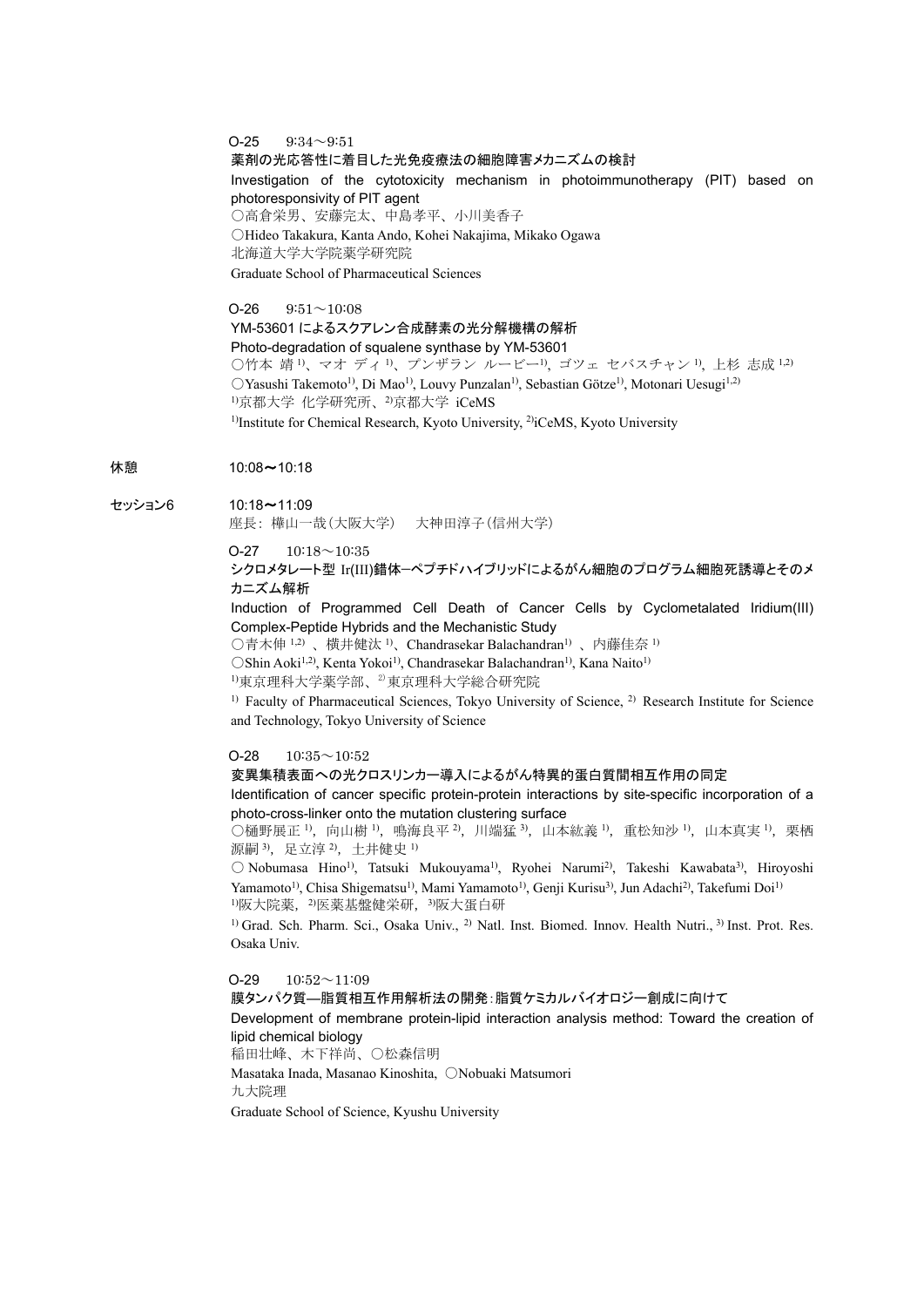O-25　9:34～9:51

**薬剤の光応答性に着目した光免疫療法の細胞障害メカニズムの検討**

Investigation of the cytotoxicity mechanism in photoimmunotherapy (PIT) based on photoresponsivity of PIT agent

○高倉栄男、安藤完太、中島孝平、小川美香子

○Hideo Takakura, Kanta Ando, Kohei Nakajima, Mikako Ogawa

北海道大学大学院薬学研究院

Graduate School of Pharmaceutical Sciences

O-26　9:51～10:08

**YM-53601 によるスクアレン合成酵素の光分解機構の解析**

Photo-degradation of squalene synthase by YM-53601

○竹本 靖[1)]、マオ ディ[1)]、プンザラン ルービー[1)]、ゴツェ セバスチャン[1)]、上杉 志成[1,2)]

○Yasushi Takemoto[1)], Di Mao[1)], Louvy Punzalan[1)], Sebastian Götze[1)], Motonari Uesugi[1,2)]

[1)]京都大学 化学研究所、[2)]京都大学 iCeMS

[1)]Institute for Chemical Research, Kyoto University, [2)]iCeMS, Kyoto University

休憩　10:08～10:18

## セッション6　10:18～11:09

座長：樺山一哉（大阪大学）　大神田淳子（信州大学）

O-27　10:18～10:35

**シクロメタレート型 Ir(III)錯体−ペプチドハイブリッドによるがん細胞のプログラム細胞死誘導とそのメカニズム解析**

Induction of Programmed Cell Death of Cancer Cells by Cyclometalated Iridium(III) Complex-Peptide Hybrids and the Mechanistic Study

○青木伸[1,2)]、横井健汰[1)]、Chandrasekar Balachandran[1)]、内藤佳奈[1)]

○Shin Aoki[1,2)], Kenta Yokoi[1)], Chandrasekar Balachandran[1)], Kana Naito[1)]

[1)]東京理科大学薬学部、[2)]東京理科大学総合研究院

[1)] Faculty of Pharmaceutical Sciences, Tokyo University of Science, [2)] Research Institute for Science and Technology, Tokyo University of Science

O-28　10:35～10:52

**変異集積表面への光クロスリンカー導入によるがん特異的蛋白質間相互作用の同定**

Identification of cancer specific protein-protein interactions by site-specific incorporation of a photo-cross-linker onto the mutation clustering surface

○樋野展正[1)]，向山樹[1)]，鳴海良平[2)]，川端猛[3)]，山本紘義[1)]，重松知沙[1)]，山本真実[1)]，栗栖源嗣[3)]，足立淳[2)]，土井健史[1)]

○Nobumasa Hino[1)], Tatsuki Mukouyama[1)], Ryohei Narumi[2)], Takeshi Kawabata[3)], Hiroyoshi Yamamoto[1)], Chisa Shigematsu[1)], Mami Yamamoto[1)], Genji Kurisu[3)], Jun Adachi[2)], Takefumi Doi[1)]

[1)]阪大院薬，[2)]医薬基盤健栄研，[3)]阪大蛋白研

[1)] Grad. Sch. Pharm. Sci., Osaka Univ., [2)] Natl. Inst. Biomed. Innov. Health Nutri., [3)] Inst. Prot. Res. Osaka Univ.

O-29　10:52～11:09

**膜タンパク質―脂質相互作用解析法の開発：脂質ケミカルバイオロジー創成に向けて**

Development of membrane protein-lipid interaction analysis method: Toward the creation of lipid chemical biology

稲田壮峰、木下祥尚、○松森信明

Masataka Inada, Masanao Kinoshita, ○Nobuaki Matsumori

九大院理

Graduate School of Science, Kyushu University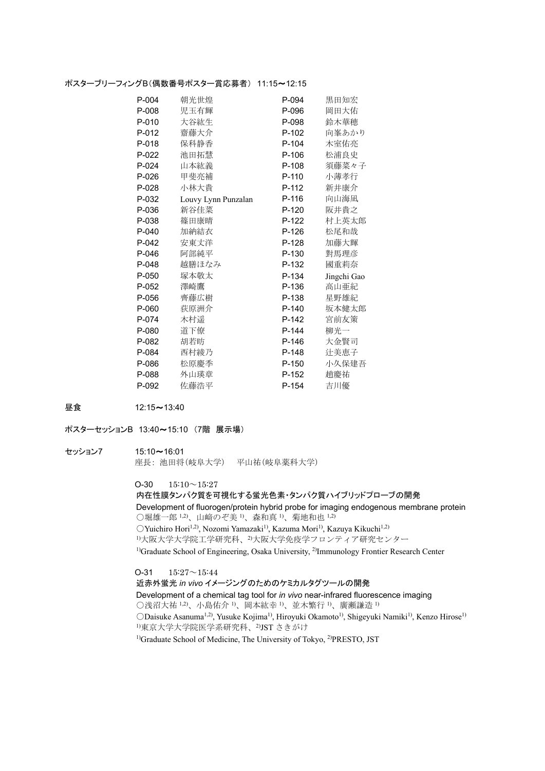ポスターブリーフィングB（偶数番号ポスター賞応募者） 11:15〜12:15

| | | | |
|---|---|---|---|
| P-004 | 朝光世煌 | P-094 | 黒田知宏 |
| P-008 | 児玉有輝 | P-096 | 岡田大佑 |
| P-010 | 大谷紘生 | P-098 | 鈴木華穂 |
| P-012 | 齋藤大介 | P-102 | 向峯あかり |
| P-018 | 保科静香 | P-104 | 木室佑亮 |
| P-022 | 池田拓慧 | P-106 | 松浦良史 |
| P-024 | 山本紘義 | P-108 | 須藤菜々子 |
| P-026 | 甲斐亮補 | P-110 | 小薄孝行 |
| P-028 | 小林大貴 | P-112 | 新井康介 |
| P-032 | Louvy Lynn Punzalan | P-116 | 向山海凪 |
| P-036 | 新谷佳菜 | P-120 | 阪井貴之 |
| P-038 | 篠田康晴 | P-122 | 村上英太郎 |
| P-040 | 加納結衣 | P-126 | 松尾和哉 |
| P-042 | 安東丈洋 | P-128 | 加藤大輝 |
| P-046 | 阿部純平 | P-130 | 對馬理彦 |
| P-048 | 越膳ほなみ | P-132 | 國重莉奈 |
| P-050 | 塚本敬太 | P-134 | Jingchi Gao |
| P-052 | 澤崎鷹 | P-136 | 高山亜紀 |
| P-056 | 齊藤広樹 | P-138 | 星野雄紀 |
| P-060 | 荻原洲介 | P-140 | 坂本健太郎 |
| P-074 | 木村遥 | P-142 | 宮前友策 |
| P-080 | 道下僚 | P-144 | 柳光一 |
| P-082 | 胡若昉 | P-146 | 大金賢司 |
| P-084 | 西村綾乃 | P-148 | 辻美恵子 |
| P-086 | 松原慶季 | P-150 | 小久保建吾 |
| P-088 | 外山瑛章 | P-152 | 趙慶祐 |
| P-092 | 佐藤浩平 | P-154 | 吉川優 |

昼食　12:15〜13:40

ポスターセッションB　13:40〜15:10 （7階　展示場）

セッション7　15:10〜16:01

座長：池田将(岐阜大学)　平山祐(岐阜薬科大学)

O-30　15:10〜15:27

**内在性膜タンパク質を可視化する蛍光色素・タンパク質ハイブリッドプローブの開発**

Development of fluorogen/protein hybrid probe for imaging endogenous membrane protein

○堀雄一郎[1,2]、山崎のぞ美[1]、森和真[1]、菊地和也[1,2]

○Yuichiro Hori[1,2], Nozomi Yamazaki[1], Kazuma Mori[1], Kazuya Kikuchi[1,2]

[1]大阪大学大学院工学研究科、[2]大阪大学免疫学フロンティア研究センター

[1]Graduate School of Engineering, Osaka University, [2]Immunology Frontier Research Center

O-31　15:27〜15:44

**近赤外蛍光 *in vivo* イメージングのためのケミカルタグツールの開発**

Development of a chemical tag tool for *in vivo* near-infrared fluorescence imaging

○浅沼大祐[1,2]、小島佑介[1]、岡本紘幸[1]、並木繁行[1]、廣瀬謙造[1]

○Daisuke Asanuma[1,2], Yusuke Kojima[1], Hiroyuki Okamoto[1], Shigeyuki Namiki[1], Kenzo Hirose[1]

[1]東京大学大学院医学系研究科、[2]JST さきがけ

[1]Graduate School of Medicine, The University of Tokyo, [2]PRESTO, JST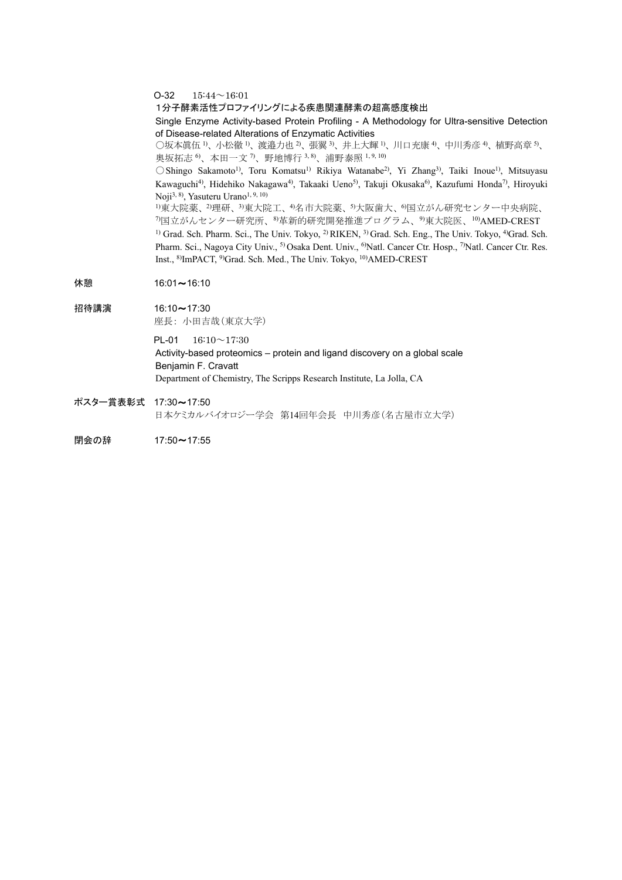O-32　15:44～16:01

**1分子酵素活性プロファイリングによる疾患関連酵素の超高感度検出**

Single Enzyme Activity-based Protein Profiling - A Methodology for Ultra-sensitive Detection of Disease-related Alterations of Enzymatic Activities

○坂本眞伍[1)]、小松徹[1)]、渡邉力也[2)]、張翼[3)]、井上大輝[1)]、川口充康[4)]、中川秀彦[4)]、植野高章[5)]、奥坂拓志[6)]、本田一文[7)]、野地博行[3, 8)]、浦野泰照[1, 9, 10)]

○Shingo Sakamoto[1)], Toru Komatsu[1)] Rikiya Watanabe[2)], Yi Zhang[3)], Taiki Inoue[1)], Mitsuyasu Kawaguchi[4)], Hidehiko Nakagawa[4)], Takaaki Ueno[5)], Takuji Okusaka[6)], Kazufumi Honda[7)], Hiroyuki Noji[3, 8)], Yasuteru Urano[1, 9, 10)]

[1)]東大院薬、[2)]理研、[3)]東大院工、[4)]名市大院薬、[5)]大阪歯大、[6)]国立がん研究センター中央病院、[7)]国立がんセンター研究所、[8)]革新的研究開発推進プログラム、[9)]東大院医、[10)]AMED-CREST

[1)] Grad. Sch. Pharm. Sci., The Univ. Tokyo, [2)] RIKEN, [3)] Grad. Sch. Eng., The Univ. Tokyo, [4)]Grad. Sch. Pharm. Sci., Nagoya City Univ., [5)] Osaka Dent. Univ., [6)]Natl. Cancer Ctr. Hosp., [7)]Natl. Cancer Ctr. Res. Inst., [8)]ImPACT, [9)]Grad. Sch. Med., The Univ. Tokyo, [10)]AMED-CREST

**休憩**　16:01～16:10

**招待講演**　16:10～17:30

座長：小田吉哉（東京大学）

PL-01　16:10～17:30

Activity-based proteomics – protein and ligand discovery on a global scale

Benjamin F. Cravatt

Department of Chemistry, The Scripps Research Institute, La Jolla, CA

**ポスター賞表彰式**　17:30～17:50

日本ケミカルバイオロジー学会　第14回年会長　中川秀彦（名古屋市立大学）

**閉会の辞**　17:50～17:55